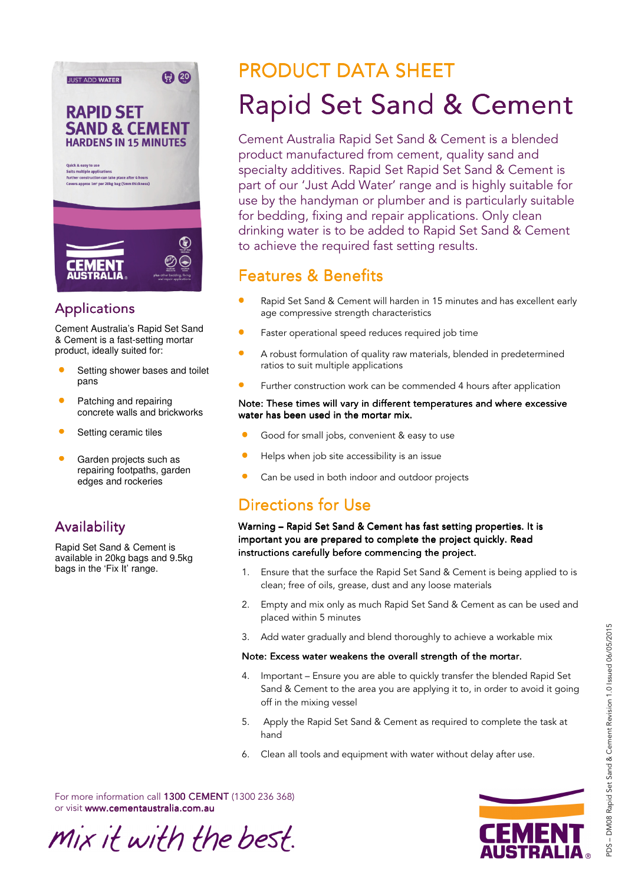# PRODUCT DATA SHEET

# Rapid Set Sand & Cement

Cement Australia Rapid Set Sand & Cement is a blended product manufactured from cement, quality sand and specialty additives. Rapid Set Rapid Set Sand & Cement is part of our 'Just Add Water' range and is highly suitable for use by the handyman or plumber and is particularly suitable for bedding, fixing and repair applications. Only clean drinking water is to be added to Rapid Set Sand & Cement to achieve the required fast setting results.

## Applications

Cement Australia's Rapid Set Sand & Cement is a fast-setting mortar product, ideally suited for:

- Setting shower bases and toilet pans
- Patching and repairing concrete walls and brickworks
- Setting ceramic tiles
- Garden projects such as repairing footpaths, garden edges and rockeries

## Availability

Rapid Set Sand & Cement is available in 20kg bags and 9.5kg bags in the 'Fix It' range.

## Features & Benefits

- Rapid Set Sand & Cement will harden in 15 minutes and has excellent early age compressive strength characteristics
- Faster operational speed reduces required job time
- A robust formulation of quality raw materials, blended in predetermined ratios to suit multiple applications
- Further construction work can be commended 4 hours after application

**Note: These times will vary in different temperatures and where excessive water has been used in the mortar mix.**

- Good for small jobs, convenient & easy to use
- Helps when job site accessibility is an issue
- Can be used in both indoor and outdoor projects

## Directions for Use

**Warning – Rapid Set Sand & Cement has fast setting properties. It is important you are prepared to complete the project quickly. Read instructions carefully before commencing the project.**

1. Ensure that the surface the Rapid Set Sand & Cement is being applied to is clean; free of oils, grease, dust and any loose materials
2. Empty and mix only as much Rapid Set Sand & Cement as can be used and placed within 5 minutes
3. Add water gradually and blend thoroughly to achieve a workable mix

**Note: Excess water weakens the overall strength of the mortar.**

4. Important – Ensure you are able to quickly transfer the blended Rapid Set Sand & Cement to the area you are applying it to, in order to avoid it going off in the mixing vessel
5. Apply the Rapid Set Sand & Cement as required to complete the task at hand
6. Clean all tools and equipment with water without delay after use.

For more information call **1300 CEMENT** (1300 236 368)
or visit **www.cementaustralia.com.au**

*mix it with the best.*

PDS – DM08 Rapid Set Sand & Cement Revision 1.0 Issued 06/05/2015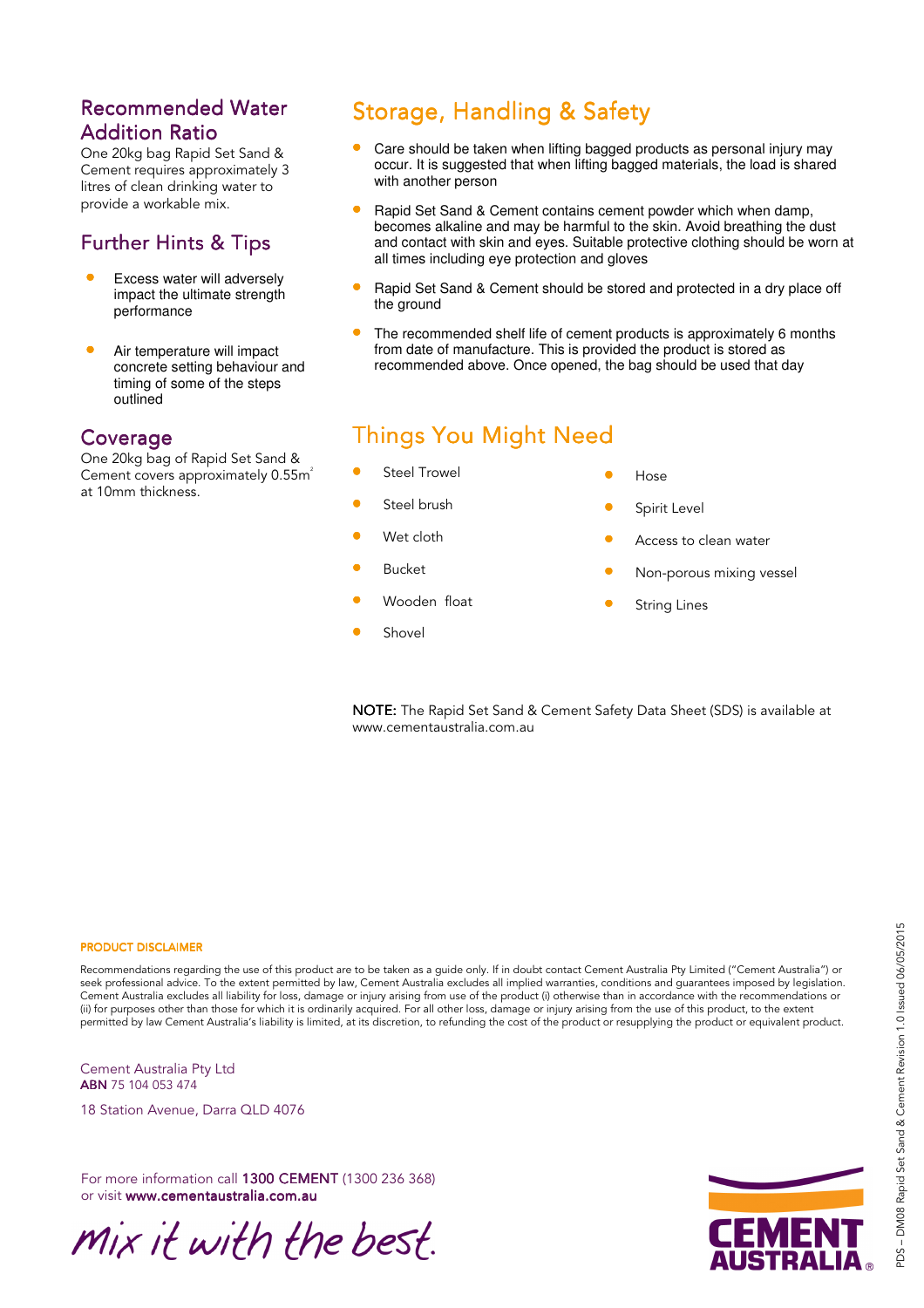## Recommended Water Addition Ratio

One 20kg bag Rapid Set Sand & Cement requires approximately 3 litres of clean drinking water to provide a workable mix.

## Further Hints & Tips

- Excess water will adversely impact the ultimate strength performance
- Air temperature will impact concrete setting behaviour and timing of some of the steps outlined

## Coverage

One 20kg bag of Rapid Set Sand & Cement covers approximately $0.55m^2$ at 10mm thickness.

## Storage, Handling & Safety

- Care should be taken when lifting bagged products as personal injury may occur. It is suggested that when lifting bagged materials, the load is shared with another person
- Rapid Set Sand & Cement contains cement powder which when damp, becomes alkaline and may be harmful to the skin. Avoid breathing the dust and contact with skin and eyes. Suitable protective clothing should be worn at all times including eye protection and gloves
- Rapid Set Sand & Cement should be stored and protected in a dry place off the ground
- The recommended shelf life of cement products is approximately 6 months from date of manufacture. This is provided the product is stored as recommended above. Once opened, the bag should be used that day

## Things You Might Need

- Steel Trowel
- Steel brush
- Wet cloth
- Bucket
- Wooden float
- Shovel
- Hose
- Spirit Level
- Access to clean water
- Non-porous mixing vessel
- String Lines

**NOTE:** The Rapid Set Sand & Cement Safety Data Sheet (SDS) is available at www.cementaustralia.com.au

**PRODUCT DISCLAIMER**

Recommendations regarding the use of this product are to be taken as a guide only. If in doubt contact Cement Australia Pty Limited ("Cement Australia") or seek professional advice. To the extent permitted by law, Cement Australia excludes all implied warranties, conditions and guarantees imposed by legislation. Cement Australia excludes all liability for loss, damage or injury arising from use of the product (i) otherwise than in accordance with the recommendations or (ii) for purposes other than those for which it is ordinarily acquired. For all other loss, damage or injury arising from the use of this product, to the extent permitted by law Cement Australia's liability is limited, at its discretion, to refunding the cost of the product or resupplying the product or equivalent product.

Cement Australia Pty Ltd
**ABN** 75 104 053 474

18 Station Avenue, Darra QLD 4076

For more information call **1300 CEMENT** (1300 236 368)
or visit **www.cementaustralia.com.au**

*mix it with the best.*

CEMENT AUSTRALIA®

PDS – DM08 Rapid Set Sand & Cement Revision 1.0 Issued 06/05/2015